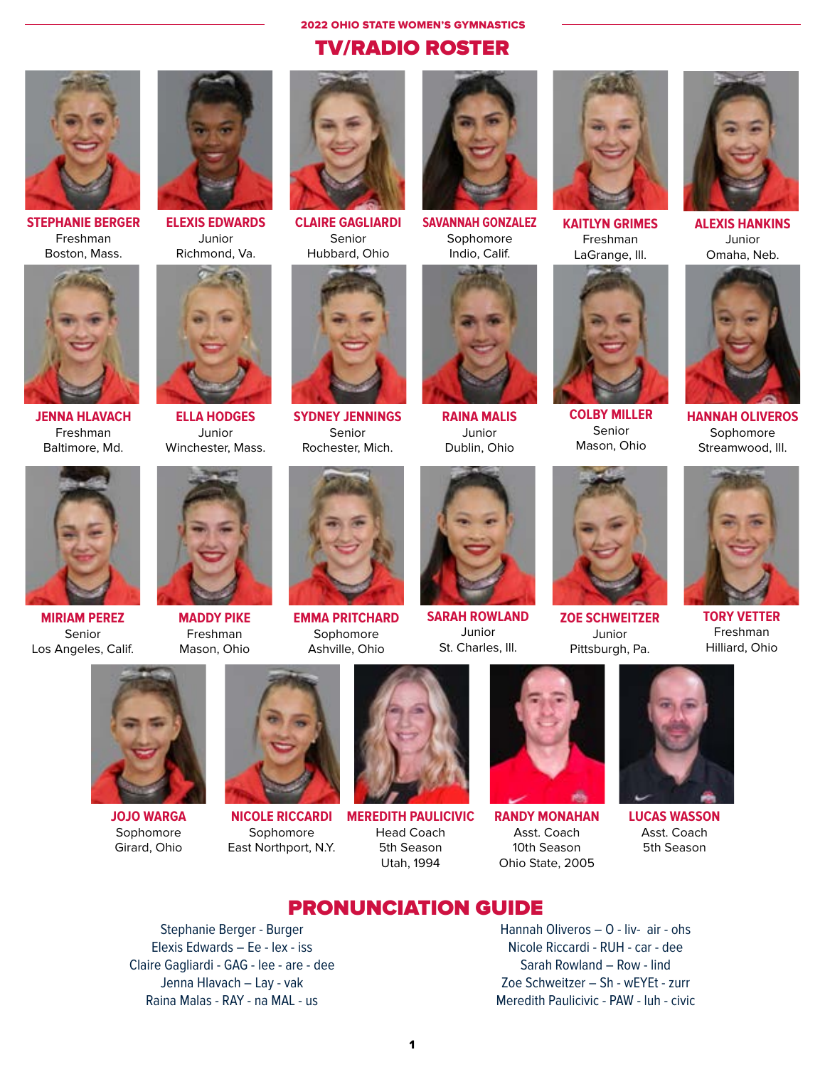2022 OHIO STATE WOMEN'S GYMNASTICS

# TV/RADIO ROSTER

**STEPHANIE BERGER**
Freshman
Boston, Mass.

**ELEXIS EDWARDS**
Junior
Richmond, Va.

**CLAIRE GAGLIARDI**
Senior
Hubbard, Ohio

**SAVANNAH GONZALEZ**
Sophomore
Indio, Calif.

**KAITLYN GRIMES**
Freshman
LaGrange, Ill.

**ALEXIS HANKINS**
Junior
Omaha, Neb.

**JENNA HLAVACH**
Freshman
Baltimore, Md.

**ELLA HODGES**
Junior
Winchester, Mass.

**SYDNEY JENNINGS**
Senior
Rochester, Mich.

**RAINA MALIS**
Junior
Dublin, Ohio

**COLBY MILLER**
Senior
Mason, Ohio

**HANNAH OLIVEROS**
Sophomore
Streamwood, Ill.

**MIRIAM PEREZ**
Senior
Los Angeles, Calif.

**MADDY PIKE**
Freshman
Mason, Ohio

**EMMA PRITCHARD**
Sophomore
Ashville, Ohio

**SARAH ROWLAND**
Junior
St. Charles, Ill.

**ZOE SCHWEITZER**
Junior
Pittsburgh, Pa.

**TORY VETTER**
Freshman
Hilliard, Ohio

**JOJO WARGA**
Sophomore
Girard, Ohio

**NICOLE RICCARDI**
Sophomore
East Northport, N.Y.

**MEREDITH PAULICIVIC**
Head Coach
5th Season
Utah, 1994

**RANDY MONAHAN**
Asst. Coach
10th Season
Ohio State, 2005

**LUCAS WASSON**
Asst. Coach
5th Season

## PRONUNCIATION GUIDE

Stephanie Berger - Burger
Elexis Edwards – Ee - lex - iss
Claire Gagliardi - GAG - lee - are - dee
Jenna Hlavach – Lay - vak
Raina Malas - RAY - na MAL - us
Hannah Oliveros – O - liv- air - ohs
Nicole Riccardi - RUH - car - dee
Sarah Rowland – Row - lind
Zoe Schweitzer – Sh - wEYEt - zurr
Meredith Paulicivic - PAW - luh - civic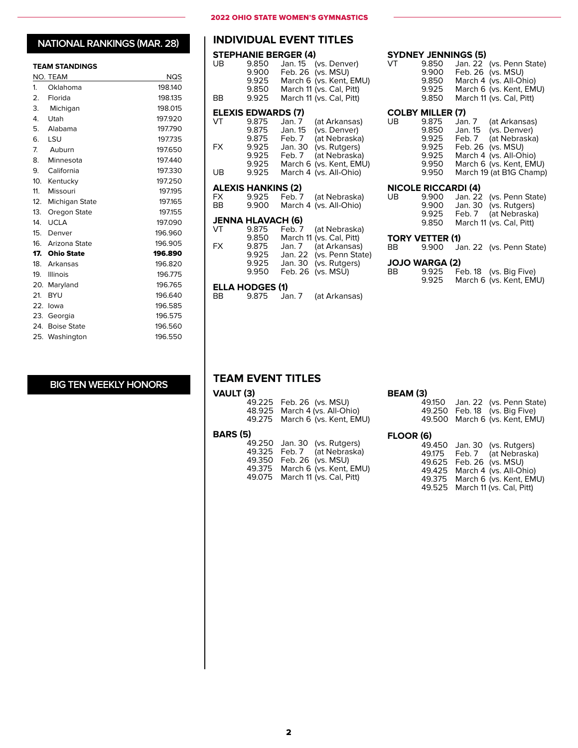## NATIONAL RANKINGS (MAR. 28)

**TEAM STANDINGS**

| NO. | TEAM | NQS |
|---|---|---|
| 1. | Oklahoma | 198.140 |
| 2. | Florida | 198.135 |
| 3. | Michigan | 198.015 |
| 4. | Utah | 197.920 |
| 5. | Alabama | 197.790 |
| 6. | LSU | 197.735 |
| 7. | Auburn | 197.650 |
| 8. | Minnesota | 197.440 |
| 9. | California | 197.330 |
| 10. | Kentucky | 197.250 |
| 11. | Missouri | 197.195 |
| 12. | Michigan State | 197.165 |
| 13. | Oregon State | 197.155 |
| 14. | UCLA | 197.090 |
| 15. | Denver | 196.960 |
| 16. | Arizona State | 196.905 |
| **17.** | **Ohio State** | **196.890** |
| 18. | Arkansas | 196.820 |
| 19. | Illinois | 196.775 |
| 20. | Maryland | 196.765 |
| 21. | BYU | 196.640 |
| 22. | Iowa | 196.585 |
| 23. | Georgia | 196.575 |
| 24. | Boise State | 196.560 |
| 25. | Washington | 196.550 |

## BIG TEN WEEKLY HONORS

## INDIVIDUAL EVENT TITLES

### STEPHANIE BERGER (4)

| | | | |
|---|---|---|---|
| UB | 9.850 | Jan. 15 | (vs. Denver) |
| | 9.900 | Feb. 26 | (vs. MSU) |
| | 9.925 | March 6 | (vs. Kent, EMU) |
| | 9.850 | March 11 | (vs. Cal, Pitt) |
| BB | 9.925 | March 11 | (vs. Cal, Pitt) |

### ELEXIS EDWARDS (7)

| | | | |
|---|---|---|---|
| VT | 9.875 | Jan. 7 | (at Arkansas) |
| | 9.875 | Jan. 15 | (vs. Denver) |
| | 9.875 | Feb. 7 | (at Nebraska) |
| FX | 9.925 | Jan. 30 | (vs. Rutgers) |
| | 9.925 | Feb. 7 | (at Nebraska) |
| | 9.925 | March 6 | (vs. Kent, EMU) |
| UB | 9.925 | March 4 | (vs. All-Ohio) |

### ALEXIS HANKINS (2)

| | | | |
|---|---|---|---|
| FX | 9.925 | Feb. 7 | (at Nebraska) |
| BB | 9.900 | March 4 | (vs. All-Ohio) |

### JENNA HLAVACH (6)

| | | | |
|---|---|---|---|
| VT | 9.875 | Feb. 7 | (at Nebraska) |
| | 9.850 | March 11 | (vs. Cal, Pitt) |
| FX | 9.875 | Jan. 7 | (at Arkansas) |
| | 9.925 | Jan. 22 | (vs. Penn State) |
| | 9.925 | Jan. 30 | (vs. Rutgers) |
| | 9.950 | Feb. 26 | (vs. MSU) |

### ELLA HODGES (1)

| | | | |
|---|---|---|---|
| BB | 9.875 | Jan. 7 | (at Arkansas) |

### SYDNEY JENNINGS (5)

| | | | |
|---|---|---|---|
| VT | 9.850 | Jan. 22 | (vs. Penn State) |
| | 9.900 | Feb. 26 | (vs. MSU) |
| | 9.850 | March 4 | (vs. All-Ohio) |
| | 9.925 | March 6 | (vs. Kent, EMU) |
| | 9.850 | March 11 | (vs. Cal, Pitt) |

### COLBY MILLER (7)

| | | | |
|---|---|---|---|
| UB | 9.875 | Jan. 7 | (at Arkansas) |
| | 9.850 | Jan. 15 | (vs. Denver) |
| | 9.925 | Feb. 7 | (at Nebraska) |
| | 9.925 | Feb. 26 | (vs. MSU) |
| | 9.925 | March 4 | (vs. All-Ohio) |
| | 9.950 | March 6 | (vs. Kent, EMU) |
| | 9.950 | March 19 | (at B1G Champ) |

### NICOLE RICCARDI (4)

| | | | |
|---|---|---|---|
| UB | 9.900 | Jan. 22 | (vs. Penn State) |
| | 9.900 | Jan. 30 | (vs. Rutgers) |
| | 9.925 | Feb. 7 | (at Nebraska) |
| | 9.850 | March 11 | (vs. Cal, Pitt) |

### TORY VETTER (1)

| | | | |
|---|---|---|---|
| BB | 9.900 | Jan. 22 | (vs. Penn State) |

### JOJO WARGA (2)

| | | | |
|---|---|---|---|
| BB | 9.925 | Feb. 18 | (vs. Big Five) |
| | 9.925 | March 6 | (vs. Kent, EMU) |

## TEAM EVENT TITLES

### VAULT (3)

| | | |
|---|---|---|
| 49.225 | Feb. 26 | (vs. MSU) |
| 48.925 | March 4 | (vs. All-Ohio) |
| 49.275 | March 6 | (vs. Kent, EMU) |

### BARS (5)

| | | |
|---|---|---|
| 49.250 | Jan. 30 | (vs. Rutgers) |
| 49.325 | Feb. 7 | (at Nebraska) |
| 49.350 | Feb. 26 | (vs. MSU) |
| 49.375 | March 6 | (vs. Kent, EMU) |
| 49.075 | March 11 | (vs. Cal, Pitt) |

### BEAM (3)

| | | |
|---|---|---|
| 49.150 | Jan. 22 | (vs. Penn State) |
| 49.250 | Feb. 18 | (vs. Big Five) |
| 49.500 | March 6 | (vs. Kent, EMU) |

### FLOOR (6)

| | | |
|---|---|---|
| 49.450 | Jan. 30 | (vs. Rutgers) |
| 49.175 | Feb. 7 | (at Nebraska) |
| 49.625 | Feb. 26 | (vs. MSU) |
| 49.425 | March 4 | (vs. All-Ohio) |
| 49.375 | March 6 | (vs. Kent, EMU) |
| 49.525 | March 11 | (vs. Cal, Pitt) |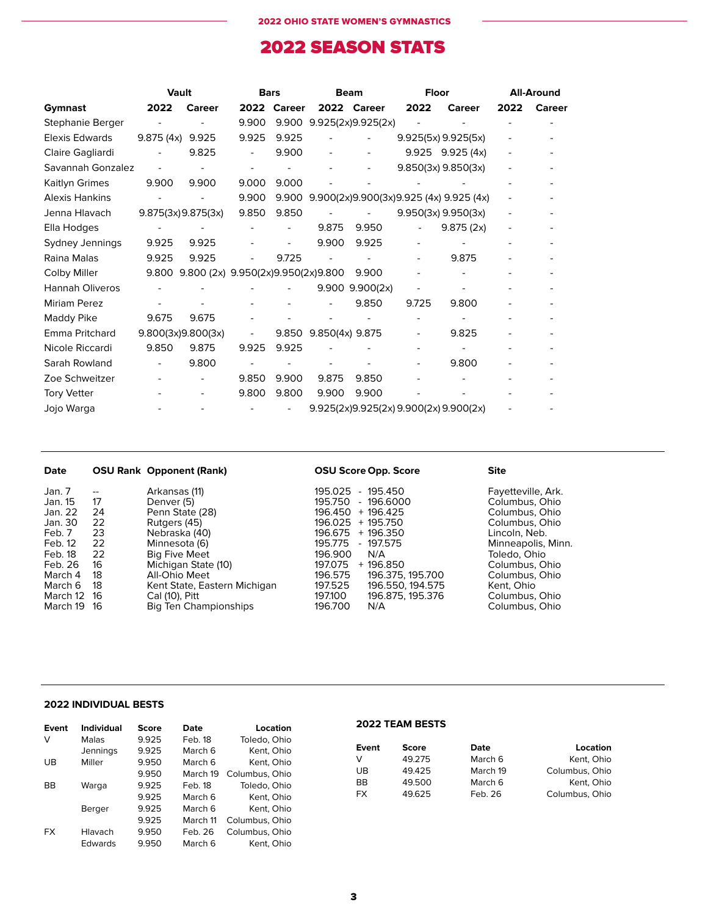# 2022 SEASON STATS

| Gymnast | Vault | | Bars | | Beam | | Floor | | All-Around | |
|---|---|---|---|---|---|---|---|---|---|---|
| | 2022 | Career | 2022 | Career | 2022 | Career | 2022 | Career | 2022 | Career |
| Stephanie Berger | - | - | 9.900 | 9.900 | 9.925(2x) | 9.925(2x) | - | - | - | - |
| Elexis Edwards | 9.875 (4x) | 9.925 | 9.925 | 9.925 | - | - | 9.925(5x) | 9.925(5x) | - | - |
| Claire Gagliardi | - | 9.825 | - | 9.900 | - | - | 9.925 | 9.925 (4x) | - | - |
| Savannah Gonzalez | - | - | - | - | - | - | 9.850(3x) | 9.850(3x) | - | - |
| Kaitlyn Grimes | 9.900 | 9.900 | 9.000 | 9.000 | - | - | - | - | - | - |
| Alexis Hankins | - | - | 9.900 | 9.900 | 9.900(2x) | 9.900(3x) | 9.925 (4x) | 9.925 (4x) | - | - |
| Jenna Hlavach | 9.875(3x) | 9.875(3x) | 9.850 | 9.850 | - | - | 9.950(3x) | 9.950(3x) | - | - |
| Ella Hodges | - | - | - | - | 9.875 | 9.950 | - | 9.875 (2x) | - | - |
| Sydney Jennings | 9.925 | 9.925 | - | - | 9.900 | 9.925 | - | - | - | - |
| Raina Malas | 9.925 | 9.925 | - | 9.725 | - | - | - | 9.875 | - | - |
| Colby Miller | 9.800 | 9.800 (2x) | 9.950(2x) | 9.950(2x) | 9.800 | 9.900 | - | - | - | - |
| Hannah Oliveros | - | - | - | - | 9.900 | 9.900(2x) | - | - | - | - |
| Miriam Perez | - | - | - | - | - | 9.850 | 9.725 | 9.800 | - | - |
| Maddy Pike | 9.675 | 9.675 | - | - | - | - | - | - | - | - |
| Emma Pritchard | 9.800(3x) | 9.800(3x) | - | 9.850 | 9.850(4x) | 9.875 | - | 9.825 | - | - |
| Nicole Riccardi | 9.850 | 9.875 | 9.925 | 9.925 | - | - | - | - | - | - |
| Sarah Rowland | - | 9.800 | - | - | - | - | - | 9.800 | - | - |
| Zoe Schweitzer | - | - | 9.850 | 9.900 | 9.875 | 9.850 | - | - | - | - |
| Tory Vetter | - | - | 9.800 | 9.800 | 9.900 | 9.900 | - | - | - | - |
| Jojo Warga | - | - | - | - | 9.925(2x) | 9.925(2x) | 9.900(2x) | 9.900(2x) | - | - |

| Date | OSU Rank | Opponent (Rank) | OSU Score | | Opp. Score | Site |
|---|---|---|---|---|---|---|
| Jan. 7 | -- | Arkansas (11) | 195.025 | - | 195.450 | Fayetteville, Ark. |
| Jan. 15 | 17 | Denver (5) | 195.750 | - | 196.6000 | Columbus, Ohio |
| Jan. 22 | 24 | Penn State (28) | 196.450 | + | 196.425 | Columbus, Ohio |
| Jan. 30 | 22 | Rutgers (45) | 196.025 | + | 195.750 | Columbus, Ohio |
| Feb. 7 | 23 | Nebraska (40) | 196.675 | + | 196.350 | Lincoln, Neb. |
| Feb. 12 | 22 | Minnesota (6) | 195.775 | - | 197.575 | Minneapolis, Minn. |
| Feb. 18 | 22 | Big Five Meet | 196.900 | | N/A | Toledo, Ohio |
| Feb. 26 | 16 | Michigan State (10) | 197.075 | + | 196.850 | Columbus, Ohio |
| March 4 | 18 | All-Ohio Meet | 196.575 | | 196.375, 195.700 | Columbus, Ohio |
| March 6 | 18 | Kent State, Eastern Michigan | 197.525 | | 196.550, 194.575 | Kent, Ohio |
| March 12 | 16 | Cal (10), Pitt | 197.100 | | 196.875, 195.376 | Columbus, Ohio |
| March 19 | 16 | Big Ten Championships | 196.700 | | N/A | Columbus, Ohio |

## 2022 INDIVIDUAL BESTS

| Event | Individual | Score | Date | Location |
|---|---|---|---|---|
| V | Malas | 9.925 | Feb. 18 | Toledo, Ohio |
| | Jennings | 9.925 | March 6 | Kent, Ohio |
| UB | Miller | 9.950 | March 6 | Kent, Ohio |
| | | 9.950 | March 19 | Columbus, Ohio |
| BB | Warga | 9.925 | Feb. 18 | Toledo, Ohio |
| | | 9.925 | March 6 | Kent, Ohio |
| | Berger | 9.925 | March 6 | Kent, Ohio |
| | | 9.925 | March 11 | Columbus, Ohio |
| FX | Hlavach | 9.950 | Feb. 26 | Columbus, Ohio |
| | Edwards | 9.950 | March 6 | Kent, Ohio |

## 2022 TEAM BESTS

| Event | Score | Date | Location |
|---|---|---|---|
| V | 49.275 | March 6 | Kent, Ohio |
| UB | 49.425 | March 19 | Columbus, Ohio |
| BB | 49.500 | March 6 | Kent, Ohio |
| FX | 49.625 | Feb. 26 | Columbus, Ohio |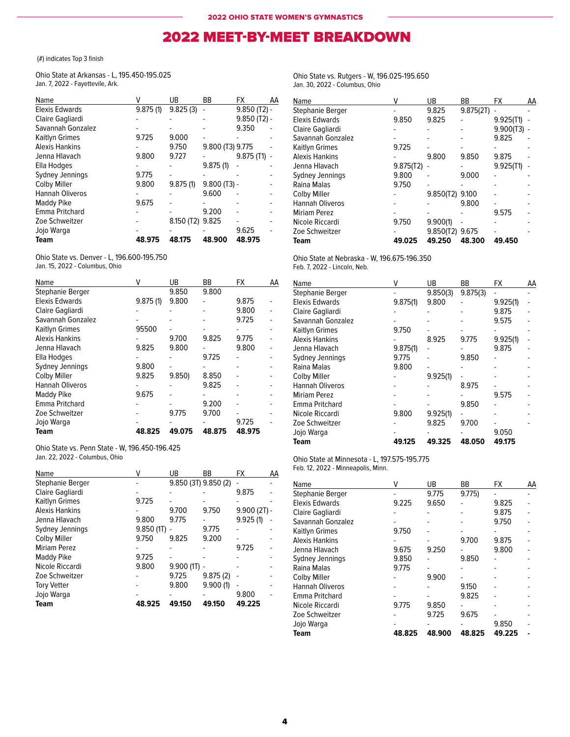# 2022 MEET-BY-MEET BREAKDOWN

(#) indicates Top 3 finish

Ohio State at Arkansas - L, 195.450-195.025
Jan. 7, 2022 - Fayettevile, Ark.

| Name | V | UB | BB | FX | AA |
|---|---|---|---|---|---|
| Elexis Edwards | 9.875 (1) | 9.825 (3) | - | 9.850 (T2) | - |
| Claire Gagliardi | - | - | - | 9.850 (T2) | - |
| Savannah Gonzalez | - | - | - | 9.350 | - |
| Kaitlyn Grimes | 9.725 | 9.000 | - | - | - |
| Alexis Hankins | - | 9.750 | 9.800 (T3) | 9.775 | - |
| Jenna Hlavach | 9.800 | 9.727 | - | 9.875 (T1) | - |
| Ella Hodges | - | - | 9.875 (1) | - | - |
| Sydney Jennings | 9.775 | - | - | - | - |
| Colby Miller | 9.800 | 9.875 (1) | 9.800 (T3) | - | - |
| Hannah Oliveros | - | - | 9.600 | - | - |
| Maddy Pike | 9.675 | - | - | - | - |
| Emma Pritchard | - | - | 9.200 | - | - |
| Zoe Schweitzer | - | 8.150 (T2) | 9.825 | - | - |
| Jojo Warga | - | - | - | 9.625 | - |
| **Team** | **48.975** | **48.175** | **48.900** | **48.975** | |

Ohio State vs. Denver - L, 196.600-195.750
Jan. 15, 2022 - Columbus, Ohio

| Name | V | UB | BB | FX | AA |
|---|---|---|---|---|---|
| Stephanie Berger | | 9.850 | 9.800 | | |
| Elexis Edwards | 9.875 (1) | 9.800 | - | 9.875 | - |
| Claire Gagliardi | - | - | - | 9.800 | - |
| Savannah Gonzalez | - | - | - | 9.725 | - |
| Kaitlyn Grimes | 95500 | - | - | - | - |
| Alexis Hankins | - | 9.700 | 9.825 | 9.775 | - |
| Jenna Hlavach | 9.825 | 9.800 | - | 9.800 | - |
| Ella Hodges | - | - | 9.725 | - | - |
| Sydney Jennings | 9.800 | - | - | - | - |
| Colby Miller | 9.825 | 9.850) | 8.850 | - | - |
| Hannah Oliveros | - | - | 9.825 | - | - |
| Maddy Pike | 9.675 | - | - | - | - |
| Emma Pritchard | - | - | 9.200 | - | - |
| Zoe Schweitzer | - | 9.775 | 9.700 | - | - |
| Jojo Warga | - | - | - | 9.725 | - |
| **Team** | **48.825** | **49.075** | **48.875** | **48.975** | |

Ohio State vs. Penn State - W, 196.450-196.425
Jan. 22, 2022 - Columbus, Ohio

| Name | V | UB | BB | FX | AA |
|---|---|---|---|---|---|
| Stephanie Berger | - | 9.850 (3T) | 9.850 (2) | - | - |
| Claire Gagliardi | - | - | - | 9.875 | - |
| Kaitlyn Grimes | 9.725 | - | - | - | - |
| Alexis Hankins | - | 9.700 | 9.750 | 9.900 (2T) | - |
| Jenna Hlavach | 9.800 | 9.775 | - | 9.925 (1) | - |
| Sydney Jennings | 9.850 (1T) | - | 9.775 | - | - |
| Colby Miller | 9.750 | 9.825 | 9.200 | - | - |
| Miriam Perez | - | - | - | 9.725 | - |
| Maddy Pike | 9.725 | - | - | - | - |
| Nicole Riccardi | 9.800 | 9.900 (1T) | - | - | - |
| Zoe Schweitzer | - | 9.725 | 9.875 (2) | - | - |
| Tory Vetter | - | 9.800 | 9.900 (1) | - | - |
| Jojo Warga | - | - | - | 9.800 | - |
| **Team** | **48.925** | **49.150** | **49.150** | **49.225** | |

Ohio State vs. Rutgers - W, 196.025-195.650
Jan. 30, 2022 - Columbus, Ohio

| Name | V | UB | BB | FX | AA |
|---|---|---|---|---|---|
| Stephanie Berger | - | 9.825 | 9.875(2T) | - | - |
| Elexis Edwards | 9.850 | 9.825 | - | 9.925(T1) | - |
| Claire Gagliardi | - | - | - | 9.900(T3) | - |
| Savannah Gonzalez | - | - | - | 9.825 | - |
| Kaitlyn Grimes | 9.725 | - | - | - | - |
| Alexis Hankins | - | 9.800 | 9.850 | 9.875 | - |
| Jenna Hlavach | 9.875(T2) | - | - | 9.925(T1) | - |
| Sydney Jennings | 9.800 | - | 9.000 | - | - |
| Raina Malas | 9.750 | - | - | - | - |
| Colby Miller | - | 9.850(T2) | 9.100 | - | - |
| Hannah Oliveros | - | - | 9.800 | - | - |
| Miriam Perez | - | - | - | 9.575 | - |
| Nicole Riccardi | 9.750 | 9.900(1) | - | - | - |
| Zoe Schweitzer | - | 9.850(T2) | 9.675 | - | - |
| **Team** | **49.025** | **49.250** | **48.300** | **49.450** | |

Ohio State at Nebraska - W, 196.675-196.350
Feb. 7, 2022 - Lincoln, Neb.

| Name | V | UB | BB | FX | AA |
|---|---|---|---|---|---|
| Stephanie Berger | - | 9.850(3) | 9.875(3) | - | - |
| Elexis Edwards | 9.875(1) | 9.800 | - | 9.925(1) | - |
| Claire Gagliardi | - | - | - | 9.875 | - |
| Savannah Gonzalez | - | - | - | 9.575 | - |
| Kaitlyn Grimes | 9.750 | - | - | - | - |
| Alexis Hankins | - | 8.925 | 9.775 | 9.925(1) | - |
| Jenna Hlavach | 9.875(1) | - | - | 9.875 | - |
| Sydney Jennings | 9.775 | - | 9.850 | - | - |
| Raina Malas | 9.800 | - | - | - | - |
| Colby Miller | - | 9.925(1) | - | - | - |
| Hannah Oliveros | - | - | 8.975 | - | - |
| Miriam Perez | - | - | - | 9.575 | - |
| Emma Pritchard | - | - | 9.850 | - | - |
| Nicole Riccardi | 9.800 | 9.925(1) | - | - | - |
| Zoe Schweitzer | - | 9.825 | 9.700 | - | - |
| Jojo Warga | - | - | - | 9.050 | |
| **Team** | **49.125** | **49.325** | **48.050** | **49.175** | |

Ohio State at Minnesota - L, 197.575-195.775
Feb. 12, 2022 - Minneapolis, Minn.

| Name | V | UB | BB | FX | AA |
|---|---|---|---|---|---|
| Stephanie Berger | - | 9.775 | 9.775) | - | - |
| Elexis Edwards | 9.225 | 9.650 | - | 9.825 | - |
| Claire Gagliardi | - | - | - | 9.875 | - |
| Savannah Gonzalez | - | - | - | 9.750 | - |
| Kaitlyn Grimes | 9.750 | - | - | - | - |
| Alexis Hankins | - | - | 9.700 | 9.875 | - |
| Jenna Hlavach | 9.675 | 9.250 | - | 9.800 | - |
| Sydney Jennings | 9.850 | - | 9.850 | - | - |
| Raina Malas | 9.775 | - | - | - | - |
| Colby Miller | - | 9.900 | - | - | - |
| Hannah Oliveros | - | - | 9.150 | - | - |
| Emma Pritchard | - | - | 9.825 | - | - |
| Nicole Riccardi | 9.775 | 9.850 | - | - | - |
| Zoe Schweitzer | - | 9.725 | 9.675 | - | - |
| Jojo Warga | - | - | - | 9.850 | - |
| **Team** | **48.825** | **48.900** | **48.825** | **49.225** | **-** |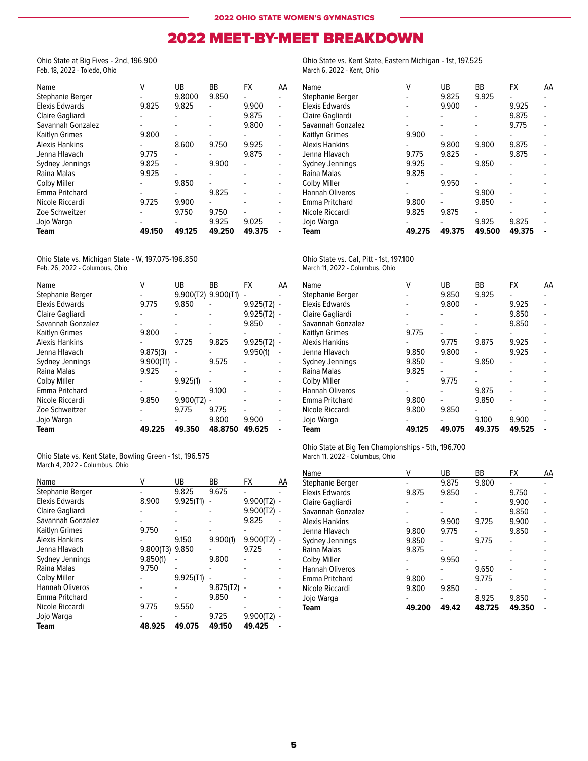# 2022 MEET-BY-MEET BREAKDOWN

Ohio State at Big Fives - 2nd, 196.900
Feb. 18, 2022 - Toledo, Ohio

| Name | V | UB | BB | FX | AA |
|---|---|---|---|---|---|
| Stephanie Berger | - | 9.8000 | 9.850 | - | - |
| Elexis Edwards | 9.825 | 9.825 | - | 9.900 | - |
| Claire Gagliardi | - | - | - | 9.875 | - |
| Savannah Gonzalez | - | - | - | 9.800 | - |
| Kaitlyn Grimes | 9.800 | - | - | - | - |
| Alexis Hankins | - | 8.600 | 9.750 | 9.925 | - |
| Jenna Hlavach | 9.775 | - | - | 9.875 | - |
| Sydney Jennings | 9.825 | - | 9.900 | - | - |
| Raina Malas | 9.925 | - | - | - | - |
| Colby Miller | - | 9.850 | - | - | - |
| Emma Pritchard | - | - | 9.825 | - | - |
| Nicole Riccardi | 9.725 | 9.900 | - | - | - |
| Zoe Schweitzer | - | 9.750 | 9.750 | - | - |
| Jojo Warga | - | - | 9.925 | 9.025 | - |
| **Team** | **49.150** | **49.125** | **49.250** | **49.375** | **-** |

Ohio State vs. Michigan State - W, 197.075-196.850
Feb. 26, 2022 - Columbus, Ohio

| Name | V | UB | BB | FX | AA |
|---|---|---|---|---|---|
| Stephanie Berger | - | 9.900(T2) | 9.900(T1) | - | - |
| Elexis Edwards | 9.775 | 9.850 | - | 9.925(T2) | - |
| Claire Gagliardi | - | - | - | 9.925(T2) | - |
| Savannah Gonzalez | - | - | - | 9.850 | - |
| Kaitlyn Grimes | 9.800 | - | - | - | - |
| Alexis Hankins | - | 9.725 | 9.825 | 9.925(T2) | - |
| Jenna Hlavach | 9.875(3) | - | - | 9.950(1) | - |
| Sydney Jennings | 9.900(T1) | - | 9.575 | - | - |
| Raina Malas | 9.925 | - | - | - | - |
| Colby Miller | - | 9.925(1) | - | - | - |
| Emma Pritchard | - | - | 9.100 | - | - |
| Nicole Riccardi | 9.850 | 9.900(T2) | - | - | - |
| Zoe Schweitzer | - | 9.775 | 9.775 | - | - |
| Jojo Warga | - | - | 9.800 | 9.900 | - |
| **Team** | **49.225** | **49.350** | **48.8750** | **49.625** | **-** |

Ohio State vs. Kent State, Bowling Green - 1st, 196.575
March 4, 2022 - Columbus, Ohio

| Name | V | UB | BB | FX | AA |
|---|---|---|---|---|---|
| Stephanie Berger | - | 9.825 | 9.675 | - | - |
| Elexis Edwards | 8.900 | 9.925(T1) | - | 9.900(T2) | - |
| Claire Gagliardi | - | - | - | 9.900(T2) | - |
| Savannah Gonzalez | - | - | - | 9.825 | - |
| Kaitlyn Grimes | 9.750 | - | - | - | - |
| Alexis Hankins | - | 9.150 | 9.900(1) | 9.900(T2) | - |
| Jenna Hlavach | 9.800(T3) | 9.850 | - | 9.725 | - |
| Sydney Jennings | 9.850(1) | - | 9.800 | - | - |
| Raina Malas | 9.750 | - | - | - | - |
| Colby Miller | - | 9.925(T1) | - | - | - |
| Hannah Oliveros | - | - | 9.875(T2) | - | - |
| Emma Pritchard | - | - | 9.850 | - | - |
| Nicole Riccardi | 9.775 | 9.550 | - | - | - |
| Jojo Warga | - | - | 9.725 | 9.900(T2) | - |
| **Team** | **48.925** | **49.075** | **49.150** | **49.425** | **-** |

Ohio State vs. Kent State, Eastern Michigan - 1st, 197.525
March 6, 2022 - Kent, Ohio

| Name | V | UB | BB | FX | AA |
|---|---|---|---|---|---|
| Stephanie Berger | - | 9.825 | 9.925 | - | - |
| Elexis Edwards | - | 9.900 | - | 9.925 | - |
| Claire Gagliardi | - | - | - | 9.875 | - |
| Savannah Gonzalez | - | - | - | 9.775 | - |
| Kaitlyn Grimes | 9.900 | - | - | - | - |
| Alexis Hankins | - | 9.800 | 9.900 | 9.875 | - |
| Jenna Hlavach | 9.775 | 9.825 | - | 9.875 | - |
| Sydney Jennings | 9.925 | - | 9.850 | - | - |
| Raina Malas | 9.825 | - | - | - | - |
| Colby Miller | - | 9.950 | - | - | - |
| Hannah Oliveros | - | - | 9.900 | - | - |
| Emma Pritchard | 9.800 | - | 9.850 | - | - |
| Nicole Riccardi | 9.825 | 9.875 | - | - | - |
| Jojo Warga | - | - | 9.925 | 9.825 | - |
| **Team** | **49.275** | **49.375** | **49.500** | **49.375** | **-** |

Ohio State vs. Cal, Pitt - 1st, 197.100
March 11, 2022 - Columbus, Ohio

| Name | V | UB | BB | FX | AA |
|---|---|---|---|---|---|
| Stephanie Berger | - | 9.850 | 9.925 | - | - |
| Elexis Edwards | - | 9.800 | - | 9.925 | - |
| Claire Gagliardi | - | - | - | 9.850 | - |
| Savannah Gonzalez | - | - | - | 9.850 | - |
| Kaitlyn Grimes | 9.775 | - | - | - | - |
| Alexis Hankins | - | 9.775 | 9.875 | 9.925 | - |
| Jenna Hlavach | 9.850 | 9.800 | - | 9.925 | - |
| Sydney Jennings | 9.850 | - | 9.850 | - | - |
| Raina Malas | 9.825 | - | - | - | - |
| Colby Miller | - | 9.775 | - | - | - |
| Hannah Oliveros | - | - | 9.875 | - | - |
| Emma Pritchard | 9.800 | - | 9.850 | - | - |
| Nicole Riccardi | 9.800 | 9.850 | - | - | - |
| Jojo Warga | - | - | 9.100 | 9.900 | - |
| **Team** | **49.125** | **49.075** | **49.375** | **49.525** | **-** |

Ohio State at Big Ten Championships - 5th, 196.700
March 11, 2022 - Columbus, Ohio

| Name | V | UB | BB | FX | AA |
|---|---|---|---|---|---|
| Stephanie Berger | - | 9.875 | 9.800 | - | - |
| Elexis Edwards | 9.875 | 9.850 | - | 9.750 | - |
| Claire Gagliardi | - | - | - | 9.900 | - |
| Savannah Gonzalez | - | - | - | 9.850 | - |
| Alexis Hankins | - | 9.900 | 9.725 | 9.900 | - |
| Jenna Hlavach | 9.800 | 9.775 | - | 9.850 | - |
| Sydney Jennings | 9.850 | - | 9.775 | - | - |
| Raina Malas | 9.875 | - | - | - | - |
| Colby Miller | - | 9.950 | - | - | - |
| Hannah Oliveros | - | - | 9.650 | - | - |
| Emma Pritchard | 9.800 | - | 9.775 | - | - |
| Nicole Riccardi | 9.800 | 9.850 | - | - | - |
| Jojo Warga | - | - | 8.925 | 9.850 | - |
| **Team** | **49.200** | **49.42** | **48.725** | **49.350** | **-** |